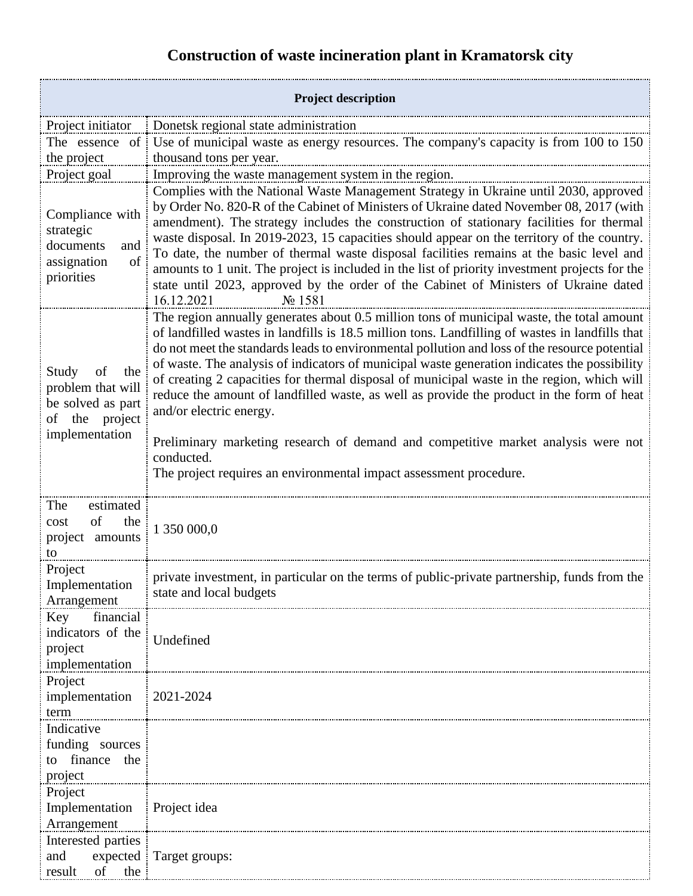# Construction of waste incineration plant in Kramatorsk city

| Project description | |
|---|---|
| Project initiator | Donetsk regional state administration |
| The essence of the project | Use of municipal waste as energy resources. The company's capacity is from 100 to 150 thousand tons per year. |
| Project goal | Improving the waste management system in the region. |
| Compliance with strategic documents and assignation of priorities | Complies with the National Waste Management Strategy in Ukraine until 2030, approved by Order No. 820-R of the Cabinet of Ministers of Ukraine dated November 08, 2017 (with amendment). The strategy includes the construction of stationary facilities for thermal waste disposal. In 2019-2023, 15 capacities should appear on the territory of the country. To date, the number of thermal waste disposal facilities remains at the basic level and amounts to 1 unit. The project is included in the list of priority investment projects for the state until 2023, approved by the order of the Cabinet of Ministers of Ukraine dated 16.12.2021 № 1581 |
| Study of the problem that will be solved as part of the project implementation | The region annually generates about 0.5 million tons of municipal waste, the total amount of landfilled wastes in landfills is 18.5 million tons. Landfilling of wastes in landfills that do not meet the standards leads to environmental pollution and loss of the resource potential of waste. The analysis of indicators of municipal waste generation indicates the possibility of creating 2 capacities for thermal disposal of municipal waste in the region, which will reduce the amount of landfilled waste, as well as provide the product in the form of heat and/or electric energy.<br><br>Preliminary marketing research of demand and competitive market analysis were not conducted.<br>The project requires an environmental impact assessment procedure. |
| The estimated cost of the project amounts to | 1 350 000,0 |
| Project Implementation Arrangement | private investment, in particular on the terms of public-private partnership, funds from the state and local budgets |
| Key financial indicators of the project implementation | Undefined |
| Project implementation term | 2021-2024 |
| Indicative funding sources to finance the project | |
| Project Implementation Arrangement | Project idea |
| Interested parties and expected result of the | Target groups: |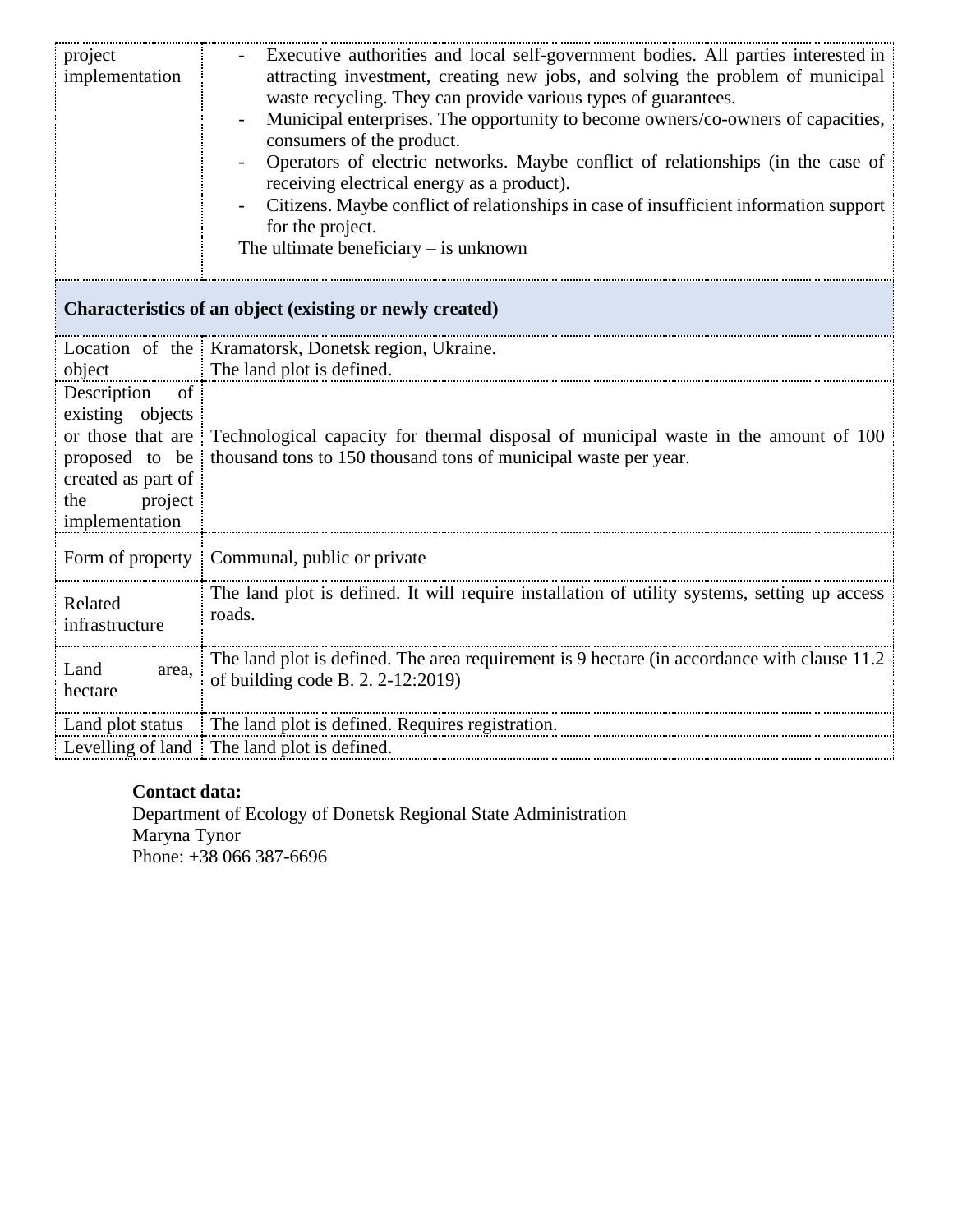| | |
|---|---|
| project implementation | - Executive authorities and local self-government bodies. All parties interested in attracting investment, creating new jobs, and solving the problem of municipal waste recycling. They can provide various types of guarantees.<br>- Municipal enterprises. The opportunity to become owners/co-owners of capacities, consumers of the product.<br>- Operators of electric networks. Maybe conflict of relationships (in the case of receiving electrical energy as a product).<br>- Citizens. Maybe conflict of relationships in case of insufficient information support for the project.<br>The ultimate beneficiary – is unknown |
| **Characteristics of an object (existing or newly created)** | |
| Location of the object | Kramatorsk, Donetsk region, Ukraine.<br>The land plot is defined. |
| Description of existing objects or those that are proposed to be created as part of the project implementation | Technological capacity for thermal disposal of municipal waste in the amount of 100 thousand tons to 150 thousand tons of municipal waste per year. |
| Form of property | Communal, public or private |
| Related infrastructure | The land plot is defined. It will require installation of utility systems, setting up access roads. |
| Land area, hectare | The land plot is defined. The area requirement is 9 hectare (in accordance with clause 11.2 of building code B. 2. 2-12:2019) |
| Land plot status | The land plot is defined. Requires registration. |
| Levelling of land | The land plot is defined. |

**Contact data:**
Department of Ecology of Donetsk Regional State Administration
Maryna Tynor
Phone: +38 066 387-6696